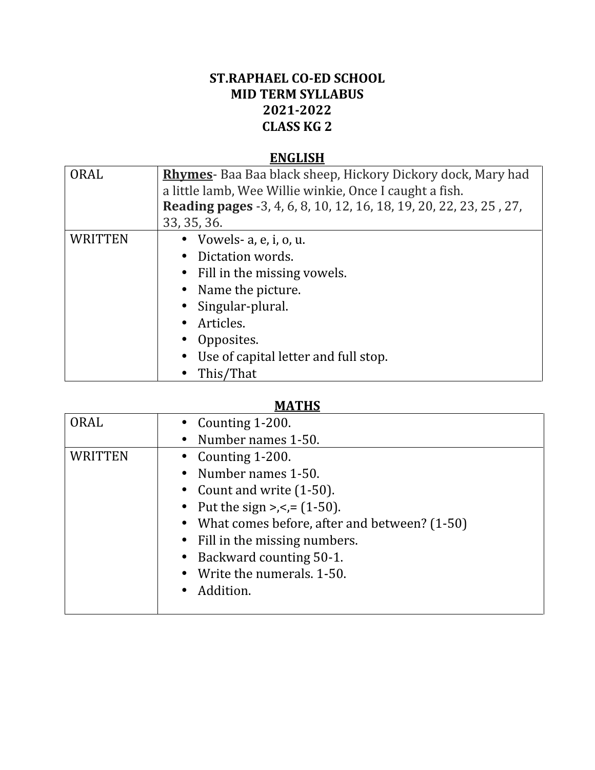# ST.RAPHAEL CO-ED SCHOOL
# MID TERM SYLLABUS
# 2021-2022
# CLASS KG 2

## ENGLISH

| | |
|---|---|
| ORAL | **Rhymes**- Baa Baa black sheep, Hickory Dickory dock, Mary had a little lamb, Wee Willie winkie, Once I caught a fish.<br>**Reading pages** -3, 4, 6, 8, 10, 12, 16, 18, 19, 20, 22, 23, 25 , 27, 33, 35, 36. |
| WRITTEN | • Vowels- a, e, i, o, u.<br>• Dictation words.<br>• Fill in the missing vowels.<br>• Name the picture.<br>• Singular-plural.<br>• Articles.<br>• Opposites.<br>• Use of capital letter and full stop.<br>• This/That |

## MATHS

| | |
|---|---|
| ORAL | • Counting 1-200.<br>• Number names 1-50. |
| WRITTEN | • Counting 1-200.<br>• Number names 1-50.<br>• Count and write (1-50).<br>• Put the sign >,<,= (1-50).<br>• What comes before, after and between? (1-50)<br>• Fill in the missing numbers.<br>• Backward counting 50-1.<br>• Write the numerals. 1-50.<br>• Addition. |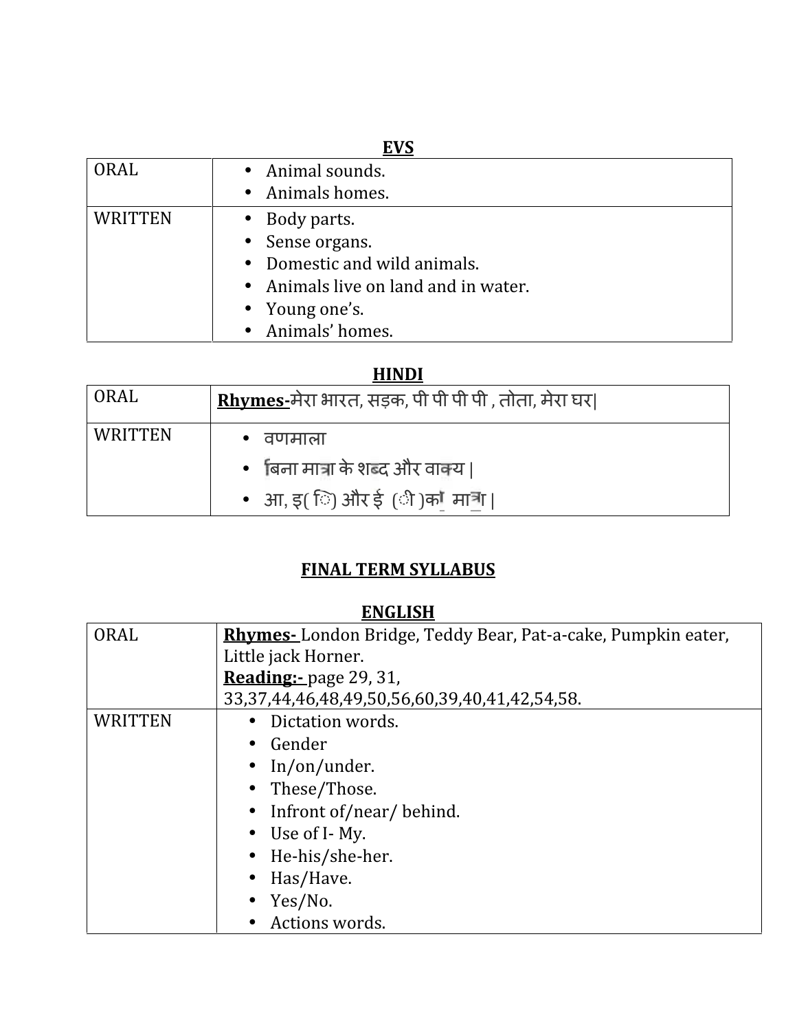## EVS

| | |
|---|---|
| ORAL | • Animal sounds.<br>• Animals homes. |
| WRITTEN | • Body parts.<br>• Sense organs.<br>• Domestic and wild animals.<br>• Animals live on land and in water.<br>• Young one's.<br>• Animals' homes. |

## HINDI

| | |
|---|---|
| ORAL | **Rhymes-**मेरा भारत, सड़क, पी पी पी पी , तोता, मेरा घर\| |
| WRITTEN | • वणमाला<br>• बिना मात्रा के शब्द और वाक्य \|<br>• आ, इ( ि) और ई (ी )की मात्रा \| |

# FINAL TERM SYLLABUS

## ENGLISH

| | |
|---|---|
| ORAL | **Rhymes-** London Bridge, Teddy Bear, Pat-a-cake, Pumpkin eater, Little jack Horner.<br>**Reading:-** page 29, 31, 33,37,44,46,48,49,50,56,60,39,40,41,42,54,58. |
| WRITTEN | • Dictation words.<br>• Gender<br>• In/on/under.<br>• These/Those.<br>• Infront of/near/ behind.<br>• Use of I- My.<br>• He-his/she-her.<br>• Has/Have.<br>• Yes/No.<br>• Actions words. |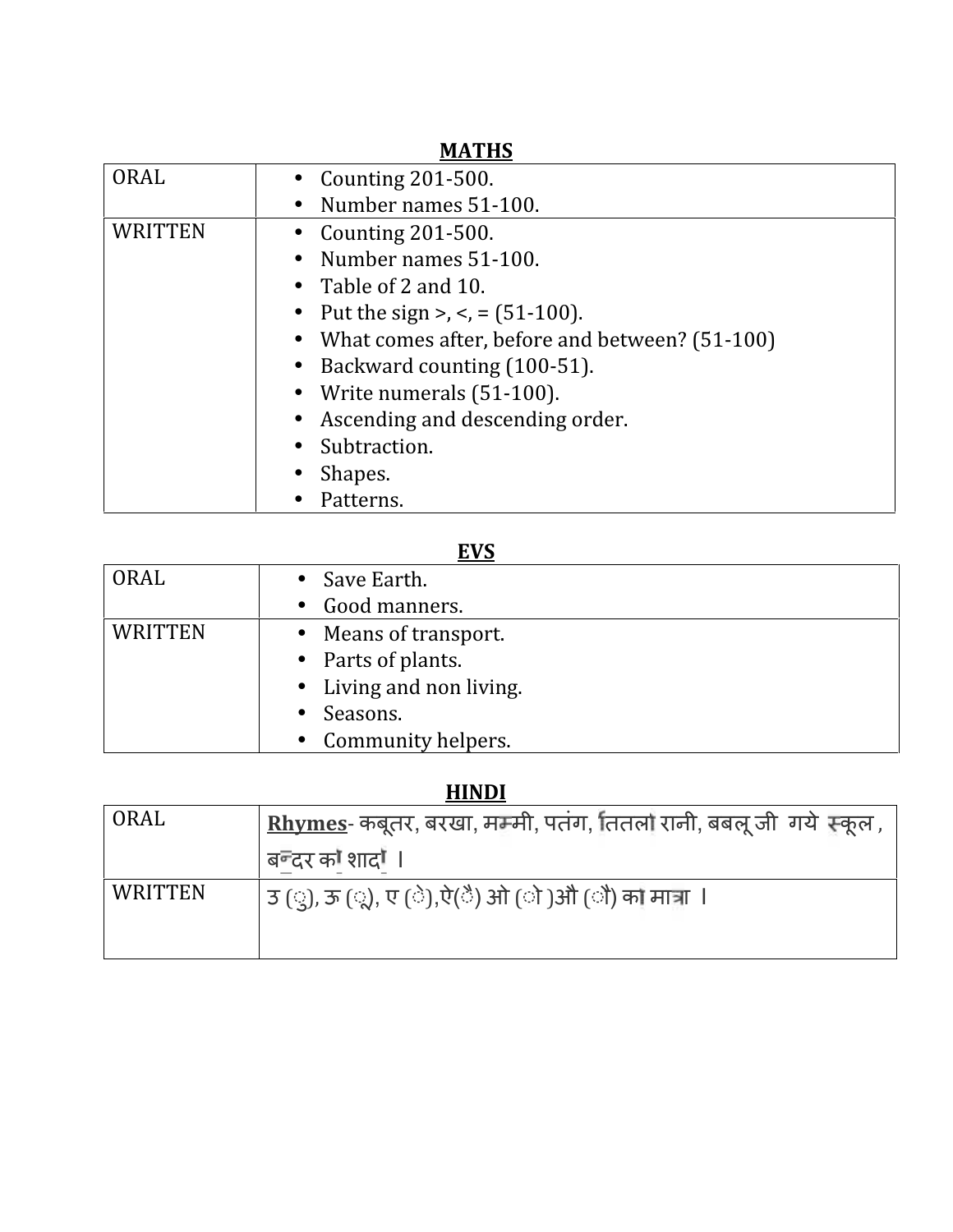## MATHS

| | |
|---|---|
| ORAL | • Counting 201-500.<br>• Number names 51-100. |
| WRITTEN | • Counting 201-500.<br>• Number names 51-100.<br>• Table of 2 and 10.<br>• Put the sign >, <, = (51-100).<br>• What comes after, before and between? (51-100)<br>• Backward counting (100-51).<br>• Write numerals (51-100).<br>• Ascending and descending order.<br>• Subtraction.<br>• Shapes.<br>• Patterns. |

## EVS

| | |
|---|---|
| ORAL | • Save Earth.<br>• Good manners. |
| WRITTEN | • Means of transport.<br>• Parts of plants.<br>• Living and non living.<br>• Seasons.<br>• Community helpers. |

## HINDI

| | |
|---|---|
| ORAL | **Rhymes**- कबूतर, बरखा, मम्मी, पतंग, तितली रानी, बबलू जी गये स्कूल , बन्दर की शादी । |
| WRITTEN | उ (ु), ऊ (ू), ए (े),ऐ(ै) ओ (ो )औ (ौ) की मात्रा । |